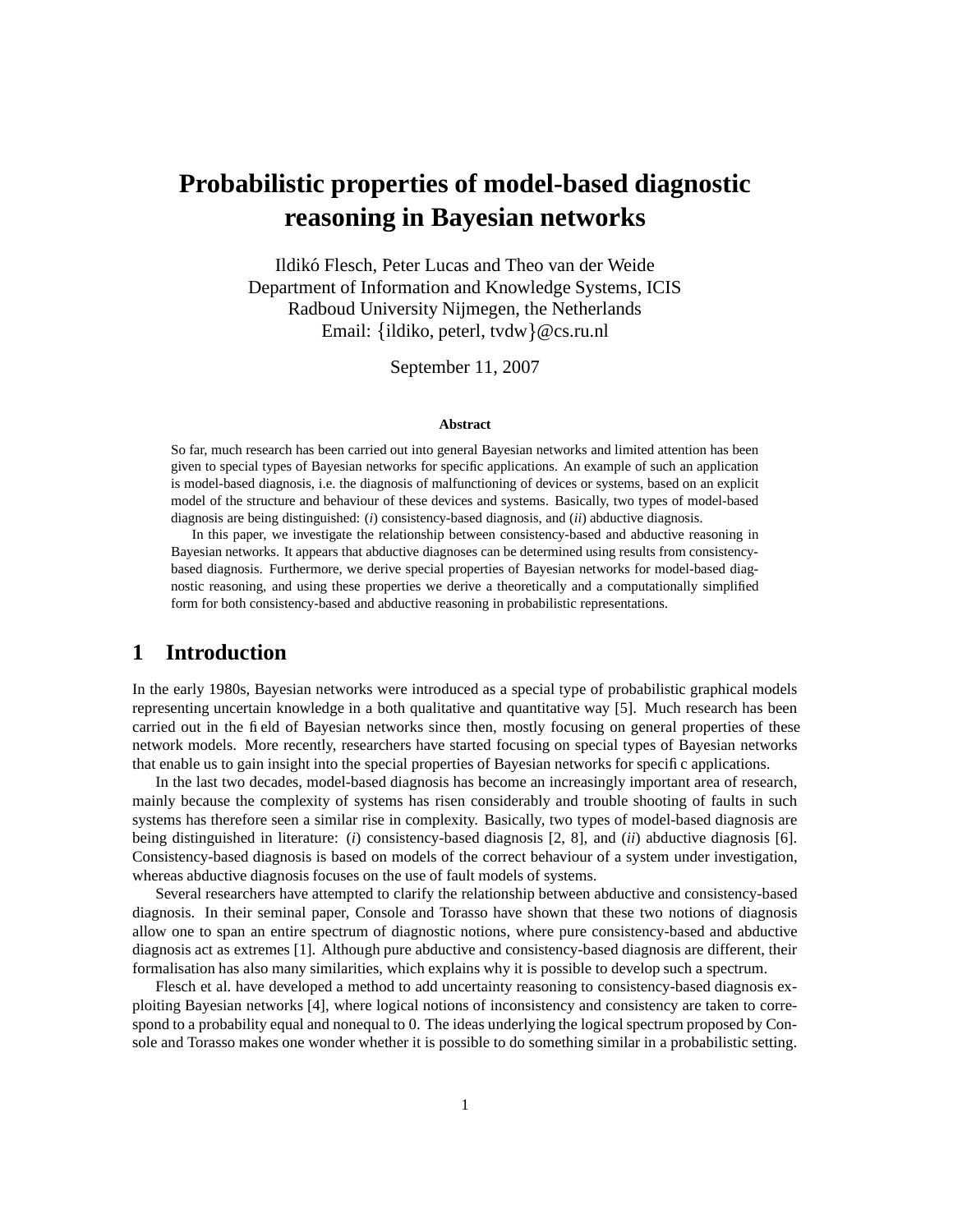# Probabilistic properties of model-based diagnostic reasoning in Bayesian networks

Ildikó Flesch, Peter Lucas and Theo van der Weide
Department of Information and Knowledge Systems, ICIS
Radboud University Nijmegen, the Netherlands
Email: {ildiko, peterl, tvdw}@cs.ru.nl

September 11, 2007

**Abstract**

So far, much research has been carried out into general Bayesian networks and limited attention has been given to special types of Bayesian networks for specific applications. An example of such an application is model-based diagnosis, i.e. the diagnosis of malfunctioning of devices or systems, based on an explicit model of the structure and behaviour of these devices and systems. Basically, two types of model-based diagnosis are being distinguished: (*i*) consistency-based diagnosis, and (*ii*) abductive diagnosis.

In this paper, we investigate the relationship between consistency-based and abductive reasoning in Bayesian networks. It appears that abductive diagnoses can be determined using results from consistency-based diagnosis. Furthermore, we derive special properties of Bayesian networks for model-based diagnostic reasoning, and using these properties we derive a theoretically and a computationally simplified form for both consistency-based and abductive reasoning in probabilistic representations.

## 1 Introduction

In the early 1980s, Bayesian networks were introduced as a special type of probabilistic graphical models representing uncertain knowledge in a both qualitative and quantitative way [5]. Much research has been carried out in the field of Bayesian networks since then, mostly focusing on general properties of these network models. More recently, researchers have started focusing on special types of Bayesian networks that enable us to gain insight into the special properties of Bayesian networks for specific applications.

In the last two decades, model-based diagnosis has become an increasingly important area of research, mainly because the complexity of systems has risen considerably and trouble shooting of faults in such systems has therefore seen a similar rise in complexity. Basically, two types of model-based diagnosis are being distinguished in literature: (*i*) consistency-based diagnosis [2, 8], and (*ii*) abductive diagnosis [6]. Consistency-based diagnosis is based on models of the correct behaviour of a system under investigation, whereas abductive diagnosis focuses on the use of fault models of systems.

Several researchers have attempted to clarify the relationship between abductive and consistency-based diagnosis. In their seminal paper, Console and Torasso have shown that these two notions of diagnosis allow one to span an entire spectrum of diagnostic notions, where pure consistency-based and abductive diagnosis act as extremes [1]. Although pure abductive and consistency-based diagnosis are different, their formalisation has also many similarities, which explains why it is possible to develop such a spectrum.

Flesch et al. have developed a method to add uncertainty reasoning to consistency-based diagnosis exploiting Bayesian networks [4], where logical notions of inconsistency and consistency are taken to correspond to a probability equal and nonequal to 0. The ideas underlying the logical spectrum proposed by Console and Torasso makes one wonder whether it is possible to do something similar in a probabilistic setting.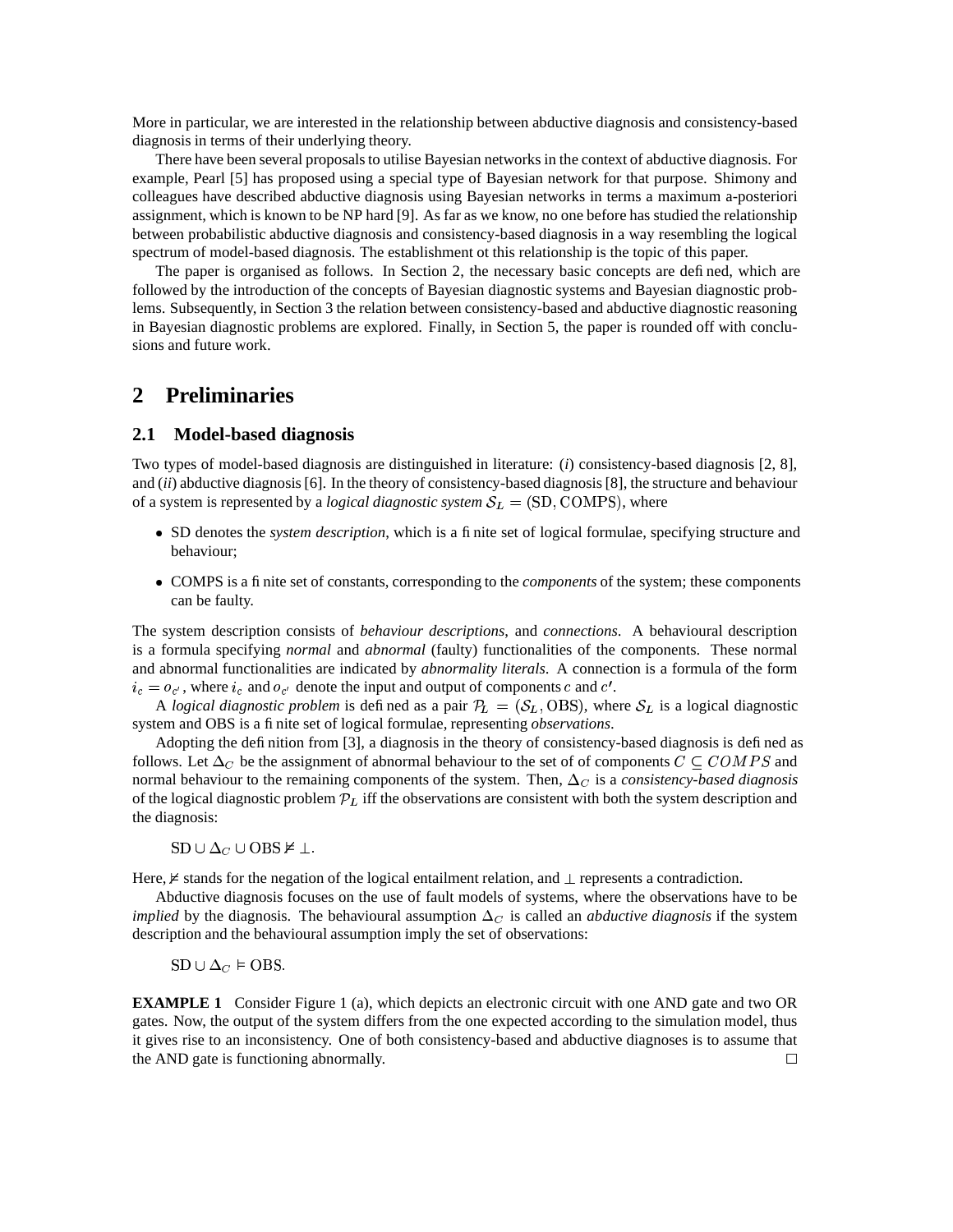More in particular, we are interested in the relationship between abductive diagnosis and consistency-based diagnosis in terms of their underlying theory.

There have been several proposals to utilise Bayesian networks in the context of abductive diagnosis. For example, Pearl [5] has proposed using a special type of Bayesian network for that purpose. Shimony and colleagues have described abductive diagnosis using Bayesian networks in terms a maximum a-posteriori assignment, which is known to be NP hard [9]. As far as we know, no one before has studied the relationship between probabilistic abductive diagnosis and consistency-based diagnosis in a way resembling the logical spectrum of model-based diagnosis. The establishment ot this relationship is the topic of this paper.

The paper is organised as follows. In Section 2, the necessary basic concepts are defined, which are followed by the introduction of the concepts of Bayesian diagnostic systems and Bayesian diagnostic problems. Subsequently, in Section 3 the relation between consistency-based and abductive diagnostic reasoning in Bayesian diagnostic problems are explored. Finally, in Section 5, the paper is rounded off with conclusions and future work.

## 2 Preliminaries

### 2.1 Model-based diagnosis

Two types of model-based diagnosis are distinguished in literature: (*i*) consistency-based diagnosis [2, 8], and (*ii*) abductive diagnosis [6]. In the theory of consistency-based diagnosis [8], the structure and behaviour of a system is represented by a *logical diagnostic system* $\mathcal{S}_L = (\mathrm{SD}, \mathrm{COMPS})$, where

- SD denotes the *system description*, which is a finite set of logical formulae, specifying structure and behaviour;
- COMPS is a finite set of constants, corresponding to the *components* of the system; these components can be faulty.

The system description consists of *behaviour descriptions,* and *connections*. A behavioural description is a formula specifying *normal* and *abnormal* (faulty) functionalities of the components. These normal and abnormal functionalities are indicated by *abnormality literals*. A connection is a formula of the form $i_c = o_{c'}$, where $i_c$ and $o_{c'}$ denote the input and output of components $c$ and $c'$.

A *logical diagnostic problem* is defined as a pair $\mathcal{P}_L = (\mathcal{S}_L, \mathrm{OBS})$, where $\mathcal{S}_L$ is a logical diagnostic system and OBS is a finite set of logical formulae, representing *observations*.

Adopting the definition from [3], a diagnosis in the theory of consistency-based diagnosis is defined as follows. Let $\Delta_C$ be the assignment of abnormal behaviour to the set of of components $C \subseteq COMPS$ and normal behaviour to the remaining components of the system. Then, $\Delta_C$ is a *consistency-based diagnosis* of the logical diagnostic problem $\mathcal{P}_L$ iff the observations are consistent with both the system description and the diagnosis:

$$\mathrm{SD} \cup \Delta_C \cup \mathrm{OBS} \nvDash \bot.$$

Here, $\nvDash$ stands for the negation of the logical entailment relation, and $\bot$ represents a contradiction.

Abductive diagnosis focuses on the use of fault models of systems, where the observations have to be *implied* by the diagnosis. The behavioural assumption $\Delta_C$ is called an *abductive diagnosis* if the system description and the behavioural assumption imply the set of observations:

$$\mathrm{SD} \cup \Delta_C \vDash \mathrm{OBS}.$$

**EXAMPLE 1** Consider Figure 1 (a), which depicts an electronic circuit with one AND gate and two OR gates. Now, the output of the system differs from the one expected according to the simulation model, thus it gives rise to an inconsistency. One of both consistency-based and abductive diagnoses is to assume that the AND gate is functioning abnormally. □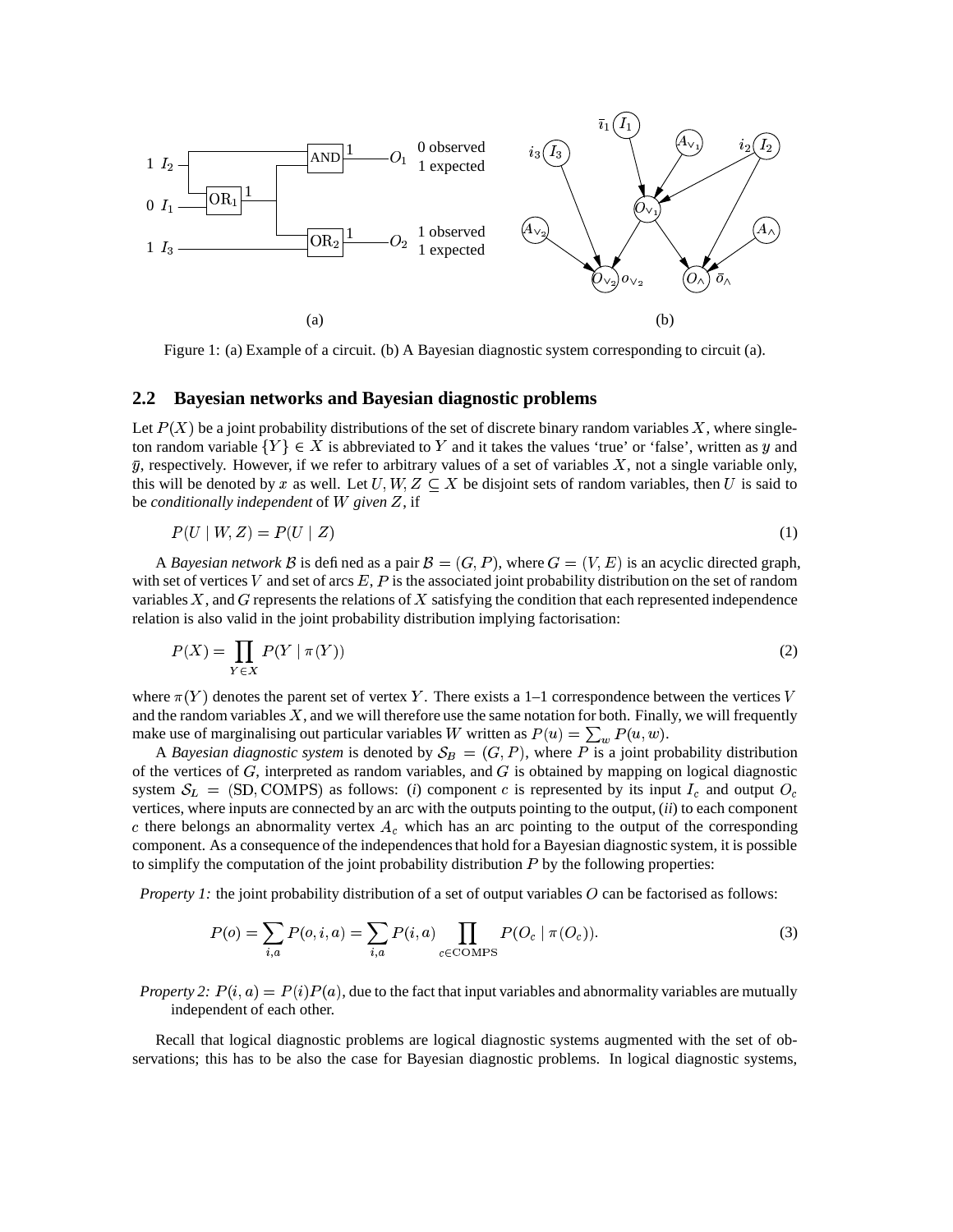1 $I_2$

0 $I_1$

1 $I_3$

$\text{OR}_1$ 1

AND 1 $O_1$ 0 observed 1 expected

$\text{OR}_2$ 1 $O_2$ 1 observed 1 expected

(a)

$\bar{\imath}_1$ $I_1$ $i_3$ $I_3$ $A_{\vee_1}$ $i_2$ $I_2$ $O_{\vee_1}$ $A_{\vee_2}$ $A_\wedge$ $O_{\vee_2}$ $o_{\vee_2}$ $O_\wedge$ $\bar{o}_\wedge$

(b)

Figure 1: (a) Example of a circuit. (b) A Bayesian diagnostic system corresponding to circuit (a).

## 2.2 Bayesian networks and Bayesian diagnostic problems

Let $P(X)$ be a joint probability distributions of the set of discrete binary random variables $X$, where singleton random variable $\{Y\} \in X$ is abbreviated to $Y$ and it takes the values 'true' or 'false', written as $y$ and $\bar{y}$, respectively. However, if we refer to arbitrary values of a set of variables $X$, not a single variable only, this will be denoted by $x$ as well. Let $U, W, Z \subseteq X$ be disjoint sets of random variables, then $U$ is said to be *conditionally independent* of $W$ *given* $Z$, if

$$P(U \mid W, Z) = P(U \mid Z) \tag{1}$$

A *Bayesian network* $\mathcal{B}$ is defined as a pair $\mathcal{B} = (G, P)$, where $G = (V, E)$ is an acyclic directed graph, with set of vertices $V$ and set of arcs $E$, $P$ is the associated joint probability distribution on the set of random variables $X$, and $G$ represents the relations of $X$ satisfying the condition that each represented independence relation is also valid in the joint probability distribution implying factorisation:

$$P(X) = \prod_{Y \in X} P(Y \mid \pi(Y)) \tag{2}$$

where $\pi(Y)$ denotes the parent set of vertex $Y$. There exists a 1–1 correspondence between the vertices $V$ and the random variables $X$, and we will therefore use the same notation for both. Finally, we will frequently make use of marginalising out particular variables $W$ written as $P(u) = \sum_w P(u, w)$.

A *Bayesian diagnostic system* is denoted by $\mathcal{S}_B = (G, P)$, where $P$ is a joint probability distribution of the vertices of $G$, interpreted as random variables, and $G$ is obtained by mapping on logical diagnostic system $\mathcal{S}_L = (\text{SD}, \text{COMPS})$ as follows: (*i*) component $c$ is represented by its input $I_c$ and output $O_c$ vertices, where inputs are connected by an arc with the outputs pointing to the output, (*ii*) to each component $c$ there belongs an abnormality vertex $A_c$ which has an arc pointing to the output of the corresponding component. As a consequence of the independences that hold for a Bayesian diagnostic system, it is possible to simplify the computation of the joint probability distribution $P$ by the following properties:

*Property 1:* the joint probability distribution of a set of output variables $O$ can be factorised as follows:

$$P(o) = \sum_{i,a} P(o, i, a) = \sum_{i,a} P(i, a) \prod_{c \in \text{COMPS}} P(O_c \mid \pi(O_c)). \tag{3}$$

*Property 2:* $P(i, a) = P(i)P(a)$, due to the fact that input variables and abnormality variables are mutually independent of each other.

Recall that logical diagnostic problems are logical diagnostic systems augmented with the set of observations; this has to be also the case for Bayesian diagnostic problems. In logical diagnostic systems,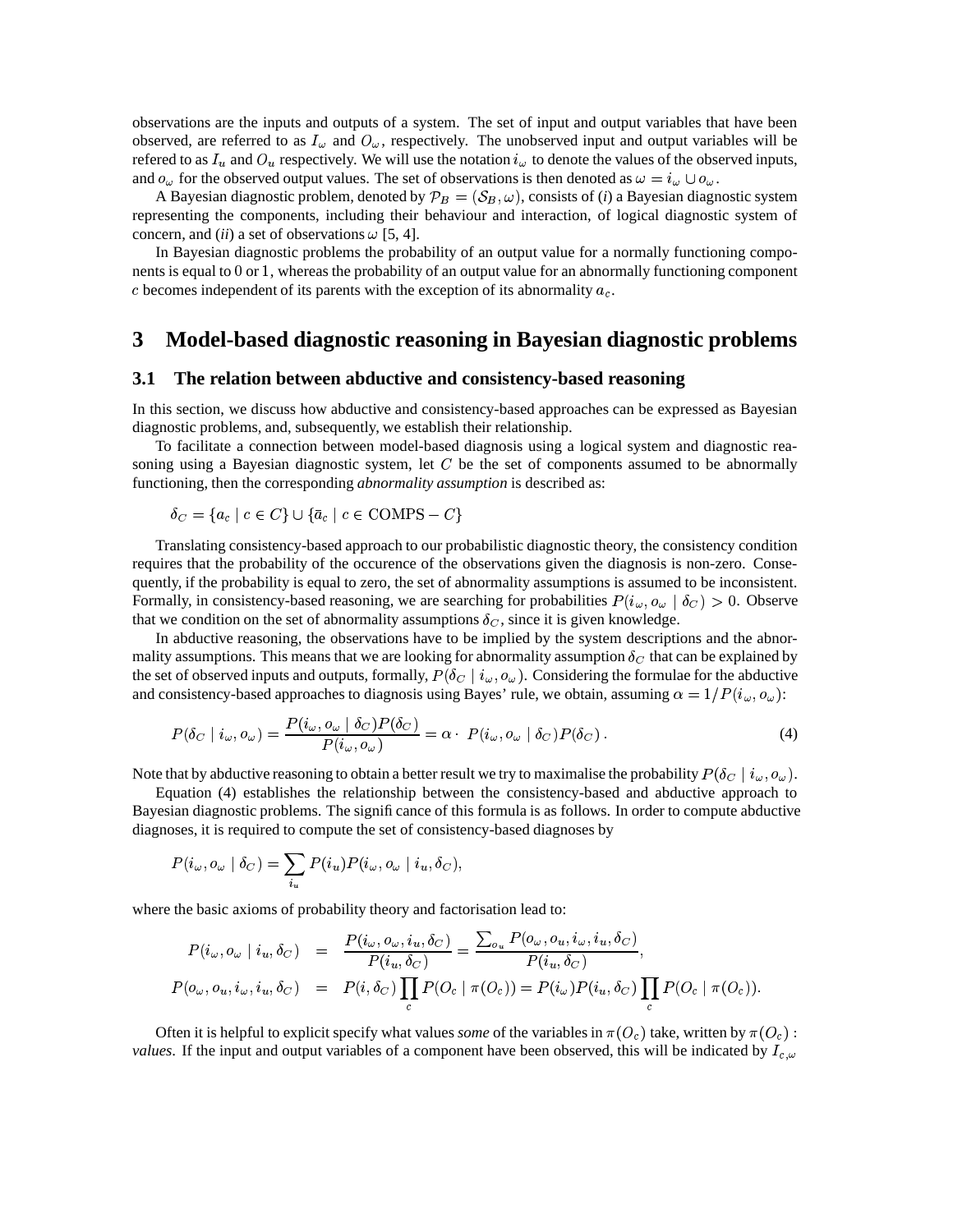observations are the inputs and outputs of a system. The set of input and output variables that have been observed, are referred to as $I_\omega$ and $O_\omega$, respectively. The unobserved input and output variables will be refered to as $I_u$ and $O_u$ respectively. We will use the notation $i_\omega$ to denote the values of the observed inputs, and $o_\omega$ for the observed output values. The set of observations is then denoted as $\omega = i_\omega \cup o_\omega$.

A Bayesian diagnostic problem, denoted by $\mathcal{P}_B = (\mathcal{S}_B, \omega)$, consists of (*i*) a Bayesian diagnostic system representing the components, including their behaviour and interaction, of logical diagnostic system of concern, and (*ii*) a set of observations $\omega$ [5, 4].

In Bayesian diagnostic problems the probability of an output value for a normally functioning components is equal to 0 or 1, whereas the probability of an output value for an abnormally functioning component $c$ becomes independent of its parents with the exception of its abnormality $a_c$.

# 3 Model-based diagnostic reasoning in Bayesian diagnostic problems

## 3.1 The relation between abductive and consistency-based reasoning

In this section, we discuss how abductive and consistency-based approaches can be expressed as Bayesian diagnostic problems, and, subsequently, we establish their relationship.

To facilitate a connection between model-based diagnosis using a logical system and diagnostic reasoning using a Bayesian diagnostic system, let $C$ be the set of components assumed to be abnormally functioning, then the corresponding *abnormality assumption* is described as:

$$\delta_C = \{a_c \mid c \in C\} \cup \{\bar{a}_c \mid c \in \text{COMPS} - C\}$$

Translating consistency-based approach to our probabilistic diagnostic theory, the consistency condition requires that the probability of the occurence of the observations given the diagnosis is non-zero. Consequently, if the probability is equal to zero, the set of abnormality assumptions is assumed to be inconsistent. Formally, in consistency-based reasoning, we are searching for probabilities $P(i_\omega, o_\omega \mid \delta_C) > 0$. Observe that we condition on the set of abnormality assumptions $\delta_C$, since it is given knowledge.

In abductive reasoning, the observations have to be implied by the system descriptions and the abnormality assumptions. This means that we are looking for abnormality assumption $\delta_C$ that can be explained by the set of observed inputs and outputs, formally, $P(\delta_C \mid i_\omega, o_\omega)$. Considering the formulae for the abductive and consistency-based approaches to diagnosis using Bayes' rule, we obtain, assuming $\alpha = 1/P(i_\omega, o_\omega)$:

$$P(\delta_C \mid i_\omega, o_\omega) = \frac{P(i_\omega, o_\omega \mid \delta_C)P(\delta_C)}{P(i_\omega, o_\omega)} = \alpha \cdot \; P(i_\omega, o_\omega \mid \delta_C)P(\delta_C)\,. \tag{4}$$

Note that by abductive reasoning to obtain a better result we try to maximalise the probability $P(\delta_C \mid i_\omega, o_\omega)$.

Equation (4) establishes the relationship between the consistency-based and abductive approach to Bayesian diagnostic problems. The significance of this formula is as follows. In order to compute abductive diagnoses, it is required to compute the set of consistency-based diagnoses by

$$P(i_\omega, o_\omega \mid \delta_C) = \sum_{i_u} P(i_u)P(i_\omega, o_\omega \mid i_u, \delta_C),$$

where the basic axioms of probability theory and factorisation lead to:

$$\begin{aligned}
P(i_\omega, o_\omega \mid i_u, \delta_C) &= \frac{P(i_\omega, o_\omega, i_u, \delta_C)}{P(i_u, \delta_C)} = \frac{\sum_{o_u} P(o_\omega, o_u, i_\omega, i_u, \delta_C)}{P(i_u, \delta_C)}, \\
P(o_\omega, o_u, i_\omega, i_u, \delta_C) &= P(i, \delta_C)\prod_c P(O_c \mid \pi(O_c)) = P(i_\omega)P(i_u, \delta_C)\prod_c P(O_c \mid \pi(O_c)).
\end{aligned}$$

Often it is helpful to explicit specify what values *some* of the variables in $\pi(O_c)$ take, written by $\pi(O_c)$ : *values*. If the input and output variables of a component have been observed, this will be indicated by $I_{c,\omega}$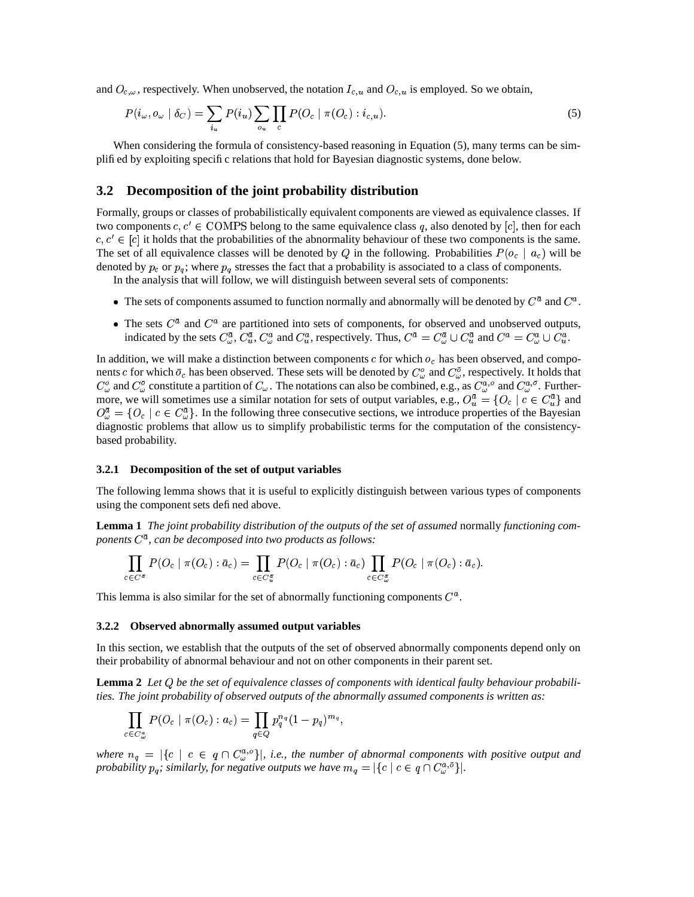and $O_{c,\omega}$, respectively. When unobserved, the notation $I_{c,u}$ and $O_{c,u}$ is employed. So we obtain,

$$P(i_\omega, o_\omega \mid \delta_C) = \sum_{i_u} P(i_u) \sum_{o_u} \prod_c P(O_c \mid \pi(O_c) : i_{c,u}). \tag{5}$$

When considering the formula of consistency-based reasoning in Equation (5), many terms can be simplified by exploiting specific relations that hold for Bayesian diagnostic systems, done below.

## 3.2 Decomposition of the joint probability distribution

Formally, groups or classes of probabilistically equivalent components are viewed as equivalence classes. If two components $c, c' \in \text{COMPS}$ belong to the same equivalence class $q$, also denoted by $[c]$, then for each $c, c' \in [c]$ it holds that the probabilities of the abnormality behaviour of these two components is the same. The set of all equivalence classes will be denoted by $Q$ in the following. Probabilities $P(o_c \mid a_c)$ will be denoted by $p_c$ or $p_q$; where $p_q$ stresses the fact that a probability is associated to a class of components.

In the analysis that will follow, we will distinguish between several sets of components:

- The sets of components assumed to function normally and abnormally will be denoted by $C^{\bar{a}}$ and $C^a$.
- The sets $C^{\bar{a}}$ and $C^a$ are partitioned into sets of components, for observed and unobserved outputs, indicated by the sets $C^{\bar{a}}_\omega$, $C^{\bar{a}}_u$, $C^a_\omega$ and $C^a_u$, respectively. Thus, $C^{\bar{a}} = C^{\bar{a}}_\omega \cup C^{\bar{a}}_u$ and $C^a = C^a_\omega \cup C^a_u$.

In addition, we will make a distinction between components $c$ for which $o_c$ has been observed, and components $c$ for which $\bar{o}_c$ has been observed. These sets will be denoted by $C^o_\omega$ and $C^{\bar{o}}_\omega$, respectively. It holds that $C^o_\omega$ and $C^{\bar{o}}_\omega$ constitute a partition of $C_\omega$. The notations can also be combined, e.g., as $C^{a,o}_\omega$ and $C^{a,\bar{o}}_\omega$. Furthermore, we will sometimes use a similar notation for sets of output variables, e.g., $O^{\bar{a}}_u = \{O_c \mid c \in C^{\bar{a}}_u\}$ and $O^{\bar{a}}_\omega = \{O_c \mid c \in C^{\bar{a}}_\omega\}$. In the following three consecutive sections, we introduce properties of the Bayesian diagnostic problems that allow us to simplify probabilistic terms for the computation of the consistency-based probability.

### 3.2.1 Decomposition of the set of output variables

The following lemma shows that it is useful to explicitly distinguish between various types of components using the component sets defined above.

**Lemma 1** *The joint probability distribution of the outputs of the set of assumed* normally *functioning components $C^{\bar{a}}$, can be decomposed into two products as follows:*

$$\prod_{c \in C^{\bar{a}}} P(O_c \mid \pi(O_c) : \bar{a}_c) = \prod_{c \in C^{\bar{a}}_u} P(O_c \mid \pi(O_c) : \bar{a}_c) \prod_{c \in C^{\bar{a}}_\omega} P(O_c \mid \pi(O_c) : \bar{a}_c).$$

This lemma is also similar for the set of abnormally functioning components $C^a$.

### 3.2.2 Observed abnormally assumed output variables

In this section, we establish that the outputs of the set of observed abnormally components depend only on their probability of abnormal behaviour and not on other components in their parent set.

**Lemma 2** *Let $Q$ be the set of equivalence classes of components with identical faulty behaviour probabilities. The joint probability of observed outputs of the abnormally assumed components is written as:*

$$\prod_{c \in C^a_\omega} P(O_c \mid \pi(O_c) : a_c) = \prod_{q \in Q} p_q^{n_q} (1 - p_q)^{m_q},$$

*where $n_q = |\{c \mid c \in q \cap C^{a,o}_\omega\}|$, i.e., the number of abnormal components with positive output and probability $p_q$; similarly, for negative outputs we have $m_q = |\{c \mid c \in q \cap C^{a,\bar{o}}_\omega\}|$.*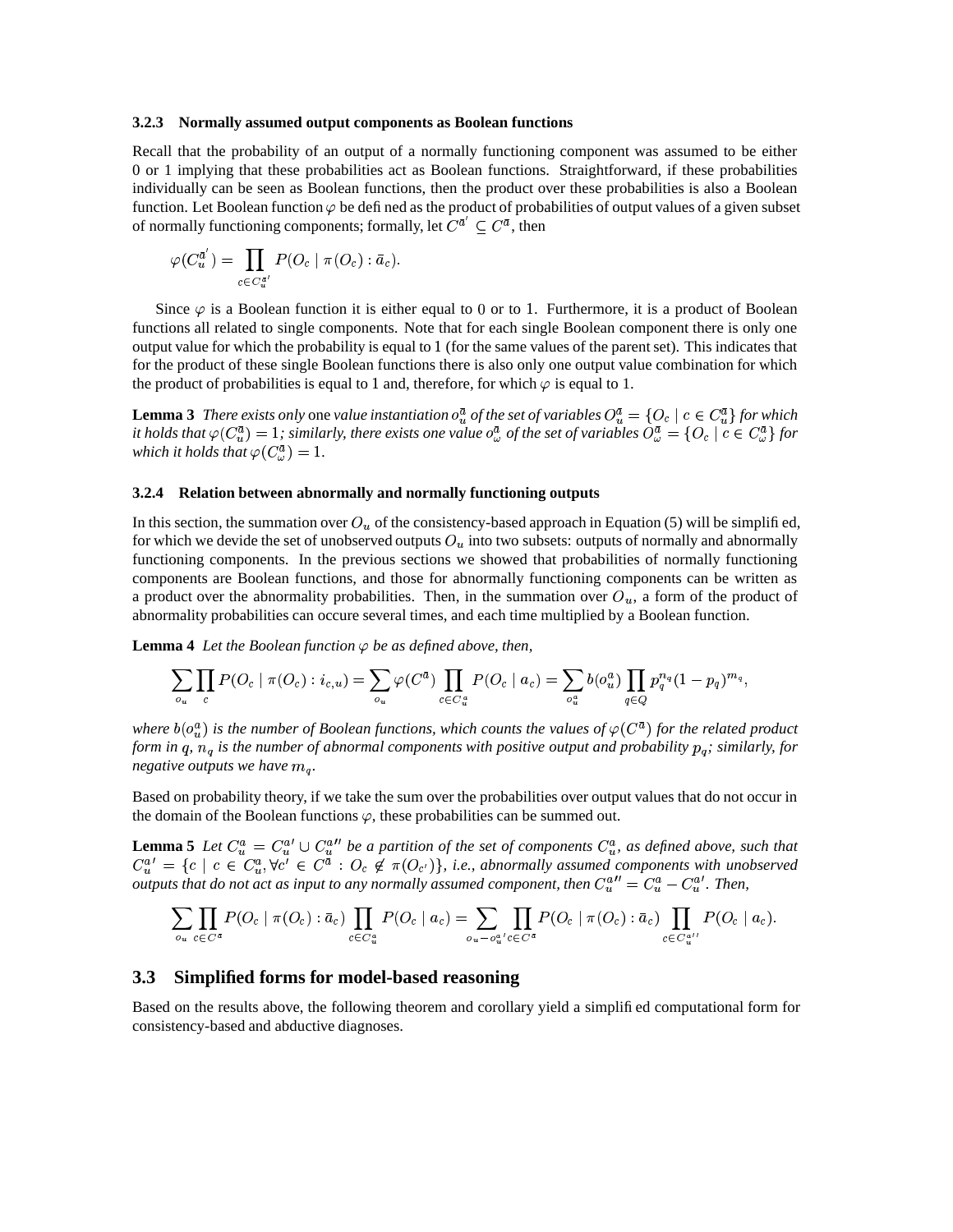### 3.2.3 Normally assumed output components as Boolean functions

Recall that the probability of an output of a normally functioning component was assumed to be either 0 or 1 implying that these probabilities act as Boolean functions. Straightforward, if these probabilities individually can be seen as Boolean functions, then the product over these probabilities is also a Boolean function. Let Boolean function $\varphi$ be defined as the product of probabilities of output values of a given subset of normally functioning components; formally, let $C^{\bar{a}'} \subseteq C^{\bar{a}}$, then

$$\varphi(C_u^{\bar{a}'}) = \prod_{c \in C_u^{\bar{a}'}} P(O_c \mid \pi(O_c) : \bar{a}_c).$$

Since $\varphi$ is a Boolean function it is either equal to 0 or to 1. Furthermore, it is a product of Boolean functions all related to single components. Note that for each single Boolean component there is only one output value for which the probability is equal to 1 (for the same values of the parent set). This indicates that for the product of these single Boolean functions there is also only one output value combination for which the product of probabilities is equal to 1 and, therefore, for which $\varphi$ is equal to 1.

**Lemma 3** *There exists only* one *value instantiation $o_u^{\bar{a}}$ of the set of variables $O_u^{\bar{a}} = \{O_c \mid c \in C_u^{\bar{a}}\}$ for which it holds that $\varphi(C_u^{\bar{a}}) = 1$; similarly, there exists one value $o_\omega^{\bar{a}}$ of the set of variables $O_\omega^{\bar{a}} = \{O_c \mid c \in C_\omega^{\bar{a}}\}$ for which it holds that $\varphi(C_\omega^{\bar{a}}) = 1$.*

### 3.2.4 Relation between abnormally and normally functioning outputs

In this section, the summation over $O_u$ of the consistency-based approach in Equation (5) will be simplified, for which we devide the set of unobserved outputs $O_u$ into two subsets: outputs of normally and abnormally functioning components. In the previous sections we showed that probabilities of normally functioning components are Boolean functions, and those for abnormally functioning components can be written as a product over the abnormality probabilities. Then, in the summation over $O_u$, a form of the product of abnormality probabilities can occure several times, and each time multiplied by a Boolean function.

**Lemma 4** *Let the Boolean function $\varphi$ be as defined above, then,*

$$\sum_{o_u} \prod_{c} P(O_c \mid \pi(O_c) : i_{c,u}) = \sum_{o_u} \varphi(C^{\bar{a}}) \prod_{c \in C_u^a} P(O_c \mid a_c) = \sum_{o_u^a} b(o_u^a) \prod_{q \in Q} p_q^{n_q} (1 - p_q)^{m_q},$$

*where $b(o_u^a)$ is the number of Boolean functions, which counts the values of $\varphi(C^{\bar{a}})$ for the related product form in $q$, $n_q$ is the number of abnormal components with positive output and probability $p_q$; similarly, for negative outputs we have $m_q$.*

Based on probability theory, if we take the sum over the probabilities over output values that do not occur in the domain of the Boolean functions $\varphi$, these probabilities can be summed out.

**Lemma 5** *Let $C_u^a = C_u^{a\prime} \cup C_u^{a\prime\prime}$ be a partition of the set of components $C_u^a$, as defined above, such that $C_u^{a\prime} = \{c \mid c \in C_u^a, \forall c' \in C^{\bar{a}} : O_c \notin \pi(O_{c'})\}$, i.e., abnormally assumed components with unobserved outputs that do not act as input to any normally assumed component, then $C_u^{a\prime\prime} = C_u^a - C_u^{a\prime}$. Then,*

$$\sum_{o_u} \prod_{c \in C^{\bar{a}}} P(O_c \mid \pi(O_c) : \bar{a}_c) \prod_{c \in C_u^a} P(O_c \mid a_c) = \sum_{o_u - o_u^{a\prime}} \prod_{c \in C^{\bar{a}}} P(O_c \mid \pi(O_c) : \bar{a}_c) \prod_{c \in C_u^{a\prime\prime}} P(O_c \mid a_c).$$

## 3.3 Simplified forms for model-based reasoning

Based on the results above, the following theorem and corollary yield a simplified computational form for consistency-based and abductive diagnoses.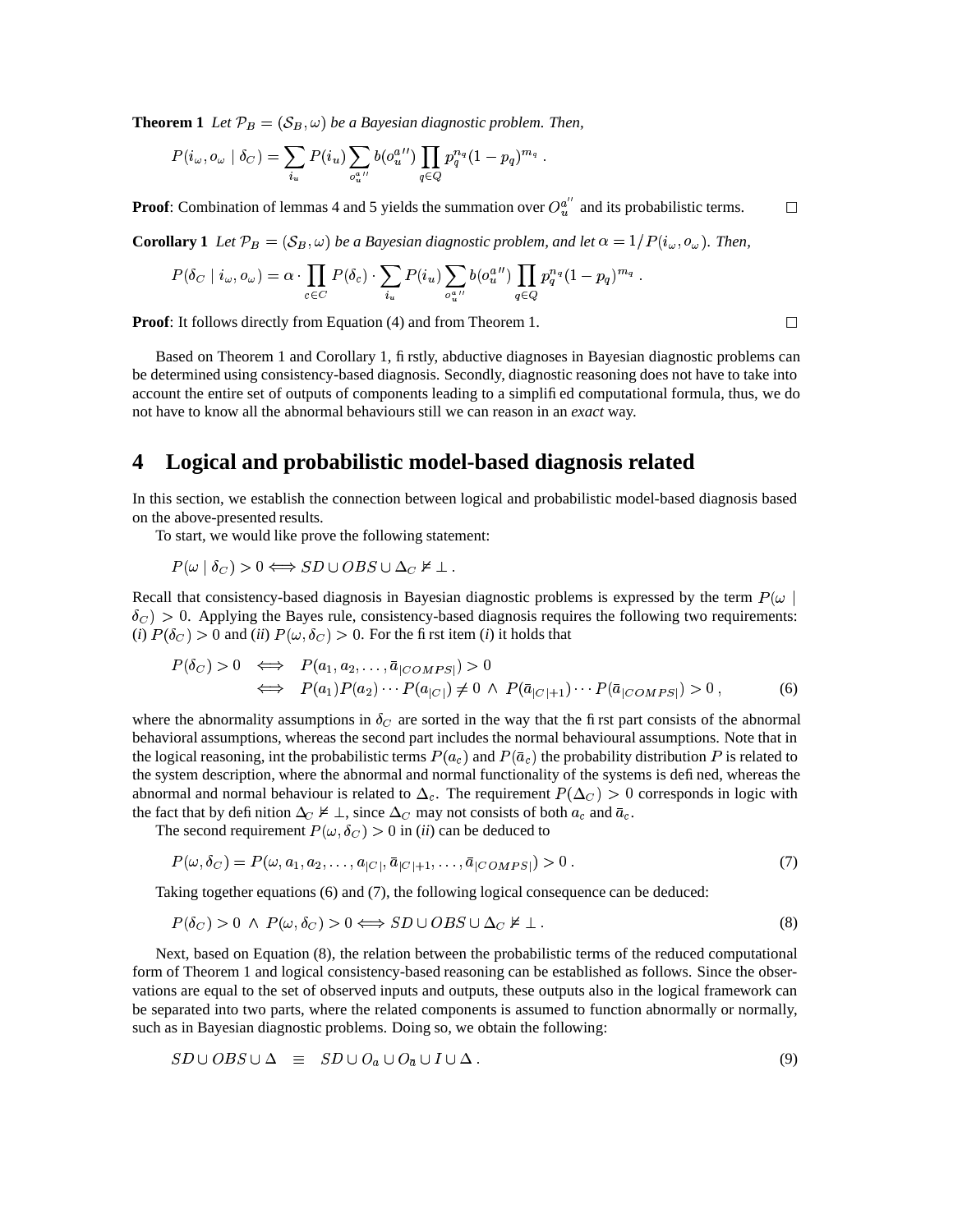**Theorem 1** *Let $\mathcal{P}_B = (\mathcal{S}_B, \omega)$ be a Bayesian diagnostic problem. Then,*

$$P(i_\omega, o_\omega \mid \delta_C) = \sum_{i_u} P(i_u) \sum_{o_u^{a''}} b(o_u^{a''}) \prod_{q \in Q} p_q^{n_q} (1 - p_q)^{m_q} \; .$$

**Proof**: Combination of lemmas 4 and 5 yields the summation over $O_u^{a''}$ and its probabilistic terms. □

**Corollary 1** *Let $\mathcal{P}_B = (\mathcal{S}_B, \omega)$ be a Bayesian diagnostic problem, and let $\alpha = 1/P(i_\omega, o_\omega)$. Then,*

$$P(\delta_C \mid i_\omega, o_\omega) = \alpha \cdot \prod_{c \in C} P(\delta_c) \cdot \sum_{i_u} P(i_u) \sum_{o_u^{a''}} b(o_u^{a''}) \prod_{q \in Q} p_q^{n_q} (1 - p_q)^{m_q} \; .$$

**Proof**: It follows directly from Equation (4) and from Theorem 1. □

Based on Theorem 1 and Corollary 1, firstly, abductive diagnoses in Bayesian diagnostic problems can be determined using consistency-based diagnosis. Secondly, diagnostic reasoning does not have to take into account the entire set of outputs of components leading to a simplified computational formula, thus, we do not have to know all the abnormal behaviours still we can reason in an *exact* way.

# 4 Logical and probabilistic model-based diagnosis related

In this section, we establish the connection between logical and probabilistic model-based diagnosis based on the above-presented results.

To start, we would like prove the following statement:

$$P(\omega \mid \delta_C) > 0 \Longleftrightarrow SD \cup OBS \cup \Delta_C \nvDash \bot \; .$$

Recall that consistency-based diagnosis in Bayesian diagnostic problems is expressed by the term $P(\omega \mid \delta_C) > 0$. Applying the Bayes rule, consistency-based diagnosis requires the following two requirements: (*i*) $P(\delta_C) > 0$ and (*ii*) $P(\omega, \delta_C) > 0$. For the first item (*i*) it holds that

$$\begin{aligned} P(\delta_C) > 0 \quad &\Longleftrightarrow \quad P(a_1, a_2, \ldots, \bar{a}_{|COMPS|}) > 0 \\ &\Longleftrightarrow \quad P(a_1)P(a_2) \cdots P(a_{|C|}) \neq 0 \;\wedge\; P(\bar{a}_{|C|+1}) \cdots P(\bar{a}_{|COMPS|}) > 0 \; , \end{aligned} \tag{6}$$

where the abnormality assumptions in $\delta_C$ are sorted in the way that the first part consists of the abnormal behavioral assumptions, whereas the second part includes the normal behavioural assumptions. Note that in the logical reasoning, int the probabilistic terms $P(a_c)$ and $P(\bar{a}_c)$ the probability distribution $P$ is related to the system description, where the abnormal and normal functionality of the systems is defined, whereas the abnormal and normal behaviour is related to $\Delta_c$. The requirement $P(\Delta_C) > 0$ corresponds in logic with the fact that by definition $\Delta_C \nvDash \bot$, since $\Delta_C$ may not consists of both $a_c$ and $\bar{a}_c$.

The second requirement $P(\omega, \delta_C) > 0$ in (*ii*) can be deduced to

$$P(\omega, \delta_C) = P(\omega, a_1, a_2, \ldots, a_{|C|}, \bar{a}_{|C|+1}, \ldots, \bar{a}_{|COMPS|}) > 0 \; . \tag{7}$$

Taking together equations (6) and (7), the following logical consequence can be deduced:

$$P(\delta_C) > 0 \;\wedge\; P(\omega, \delta_C) > 0 \Longleftrightarrow SD \cup OBS \cup \Delta_C \nvDash \bot \; . \tag{8}$$

Next, based on Equation (8), the relation between the probabilistic terms of the reduced computational form of Theorem 1 and logical consistency-based reasoning can be established as follows. Since the observations are equal to the set of observed inputs and outputs, these outputs also in the logical framework can be separated into two parts, where the related components is assumed to function abnormally or normally, such as in Bayesian diagnostic problems. Doing so, we obtain the following:

$$SD \cup OBS \cup \Delta \quad \equiv \quad SD \cup O_a \cup O_{\bar{a}} \cup I \cup \Delta \; . \tag{9}$$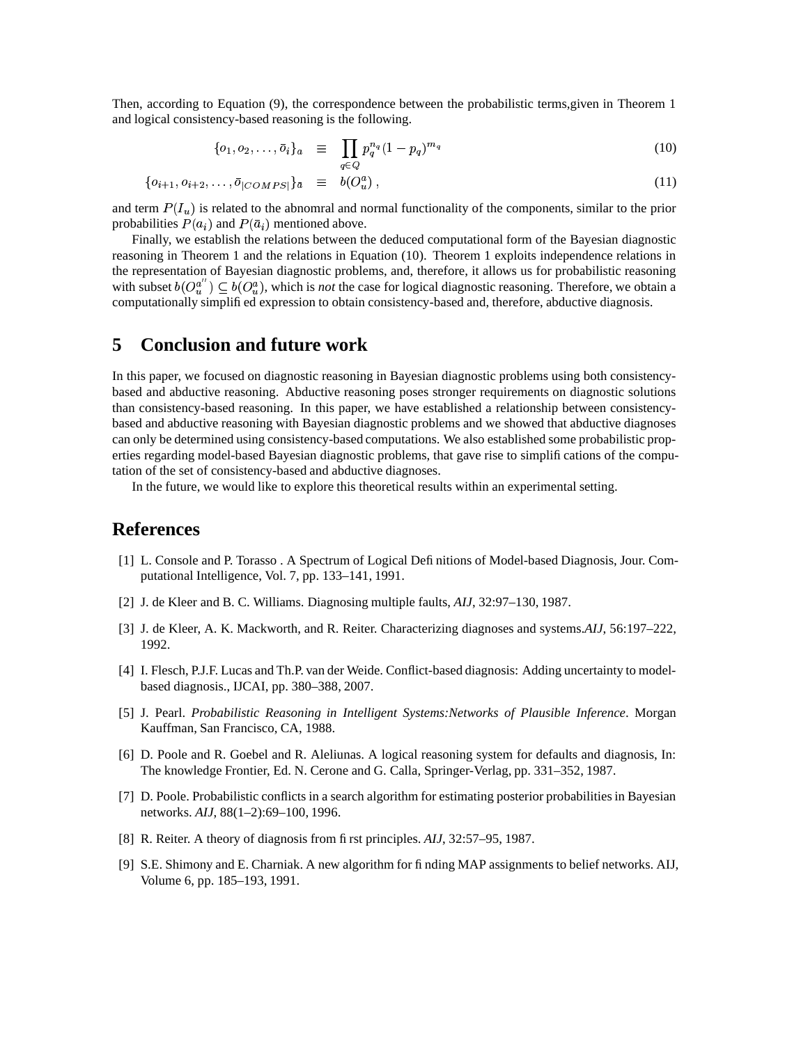Then, according to Equation (9), the correspondence between the probabilistic terms,given in Theorem 1 and logical consistency-based reasoning is the following.

$$\{o_1, o_2, \ldots, \bar{o}_i\}_a \equiv \prod_{q \in Q} p_q^{n_q}(1 - p_q)^{m_q} \tag{10}$$

$$\{o_{i+1}, o_{i+2}, \ldots, \bar{o}_{|COMPS|}\}_{\bar{a}} \equiv b(O_u^a)\,, \tag{11}$$

and term $P(I_u)$ is related to the abnomral and normal functionality of the components, similar to the prior probabilities $P(a_i)$ and $P(\bar{a}_i)$ mentioned above.

Finally, we establish the relations between the deduced computational form of the Bayesian diagnostic reasoning in Theorem 1 and the relations in Equation (10). Theorem 1 exploits independence relations in the representation of Bayesian diagnostic problems, and, therefore, it allows us for probabilistic reasoning with subset $b(O_u^{a''}) \subseteq b(O_u^a)$, which is *not* the case for logical diagnostic reasoning. Therefore, we obtain a computationally simplified expression to obtain consistency-based and, therefore, abductive diagnosis.

# 5 Conclusion and future work

In this paper, we focused on diagnostic reasoning in Bayesian diagnostic problems using both consistency-based and abductive reasoning. Abductive reasoning poses stronger requirements on diagnostic solutions than consistency-based reasoning. In this paper, we have established a relationship between consistency-based and abductive reasoning with Bayesian diagnostic problems and we showed that abductive diagnoses can only be determined using consistency-based computations. We also established some probabilistic properties regarding model-based Bayesian diagnostic problems, that gave rise to simplifications of the computation of the set of consistency-based and abductive diagnoses.

In the future, we would like to explore this theoretical results within an experimental setting.

# References

[1] L. Console and P. Torasso . A Spectrum of Logical Definitions of Model-based Diagnosis, Jour. Computational Intelligence, Vol. 7, pp. 133–141, 1991.

[2] J. de Kleer and B. C. Williams. Diagnosing multiple faults, *AIJ*, 32:97–130, 1987.

[3] J. de Kleer, A. K. Mackworth, and R. Reiter. Characterizing diagnoses and systems.*AIJ*, 56:197–222, 1992.

[4] I. Flesch, P.J.F. Lucas and Th.P. van der Weide. Conflict-based diagnosis: Adding uncertainty to model-based diagnosis., IJCAI, pp. 380–388, 2007.

[5] J. Pearl. *Probabilistic Reasoning in Intelligent Systems:Networks of Plausible Inference*. Morgan Kauffman, San Francisco, CA, 1988.

[6] D. Poole and R. Goebel and R. Aleliunas. A logical reasoning system for defaults and diagnosis, In: The knowledge Frontier, Ed. N. Cerone and G. Calla, Springer-Verlag, pp. 331–352, 1987.

[7] D. Poole. Probabilistic conflicts in a search algorithm for estimating posterior probabilities in Bayesian networks. *AIJ*, 88(1–2):69–100, 1996.

[8] R. Reiter. A theory of diagnosis from first principles. *AIJ*, 32:57–95, 1987.

[9] S.E. Shimony and E. Charniak. A new algorithm for finding MAP assignments to belief networks. AIJ, Volume 6, pp. 185–193, 1991.